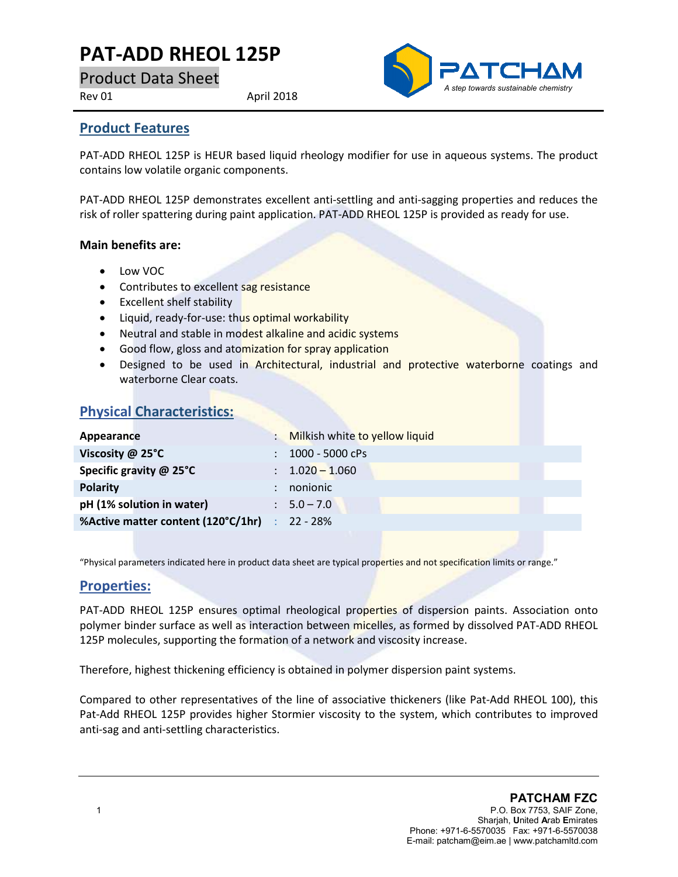# PAT-ADD RHEOL 125P

Product Data Sheet

Rev 01 April 2018

PATCHAM
*A step towards sustainable chemistry*

## Product Features

PAT-ADD RHEOL 125P is HEUR based liquid rheology modifier for use in aqueous systems. The product contains low volatile organic components.

PAT-ADD RHEOL 125P demonstrates excellent anti-settling and anti-sagging properties and reduces the risk of roller spattering during paint application. PAT-ADD RHEOL 125P is provided as ready for use.

**Main benefits are:**

- Low VOC
- Contributes to excellent sag resistance
- Excellent shelf stability
- Liquid, ready-for-use: thus optimal workability
- Neutral and stable in modest alkaline and acidic systems
- Good flow, gloss and atomization for spray application
- Designed to be used in Architectural, industrial and protective waterborne coatings and waterborne Clear coats.

## Physical Characteristics:

| | | |
|---|---|---|
| **Appearance** | : | Milkish white to yellow liquid |
| **Viscosity @ 25°C** | : | 1000 - 5000 cPs |
| **Specific gravity @ 25°C** | : | 1.020 – 1.060 |
| **Polarity** | : | nonionic |
| **pH (1% solution in water)** | : | 5.0 – 7.0 |
| **%Active matter content (120°C/1hr)** | : | 22 - 28% |

"Physical parameters indicated here in product data sheet are typical properties and not specification limits or range."

## Properties:

PAT-ADD RHEOL 125P ensures optimal rheological properties of dispersion paints. Association onto polymer binder surface as well as interaction between micelles, as formed by dissolved PAT-ADD RHEOL 125P molecules, supporting the formation of a network and viscosity increase.

Therefore, highest thickening efficiency is obtained in polymer dispersion paint systems.

Compared to other representatives of the line of associative thickeners (like Pat-Add RHEOL 100), this Pat-Add RHEOL 125P provides higher Stormier viscosity to the system, which contributes to improved anti-sag and anti-settling characteristics.

**PATCHAM FZC**
P.O. Box 7753, SAIF Zone,
Sharjah, **U**nited **A**rab **E**mirates
Phone: +971-6-5570035 Fax: +971-6-5570038
E-mail: patcham@eim.ae | www.patchamltd.com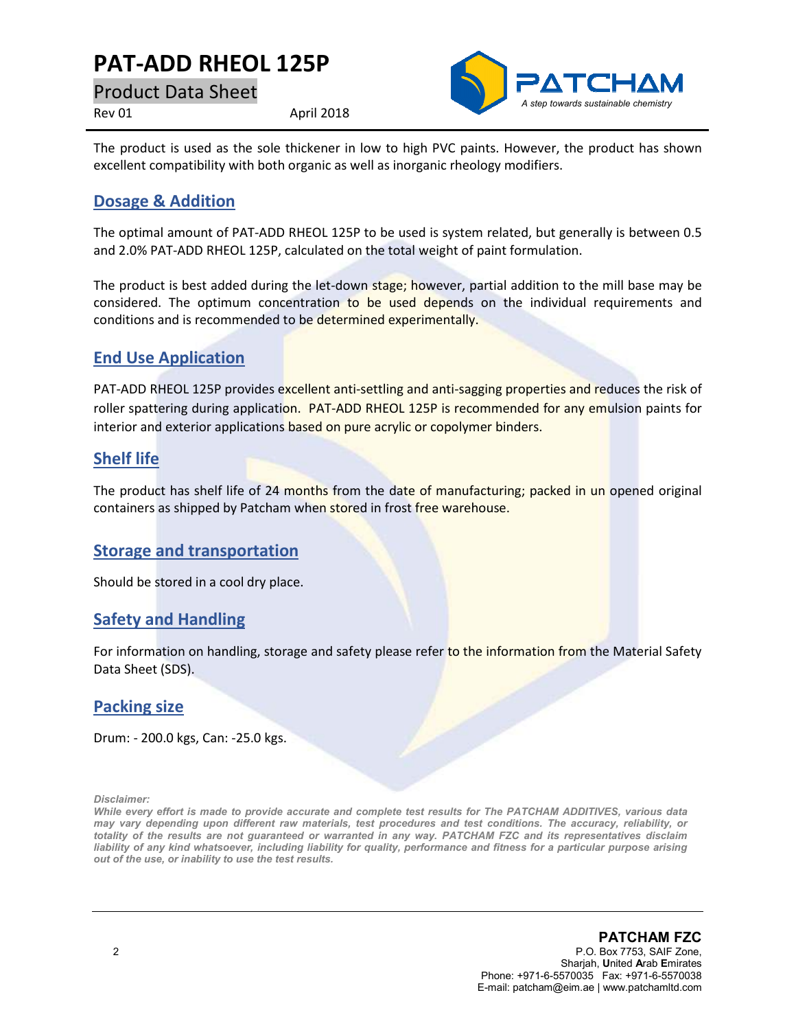The product is used as the sole thickener in low to high PVC paints. However, the product has shown excellent compatibility with both organic as well as inorganic rheology modifiers.

## Dosage & Addition

The optimal amount of PAT-ADD RHEOL 125P to be used is system related, but generally is between 0.5 and 2.0% PAT-ADD RHEOL 125P, calculated on the total weight of paint formulation.

The product is best added during the let-down stage; however, partial addition to the mill base may be considered. The optimum concentration to be used depends on the individual requirements and conditions and is recommended to be determined experimentally.

## End Use Application

PAT-ADD RHEOL 125P provides excellent anti-settling and anti-sagging properties and reduces the risk of roller spattering during application. PAT-ADD RHEOL 125P is recommended for any emulsion paints for interior and exterior applications based on pure acrylic or copolymer binders.

## Shelf life

The product has shelf life of 24 months from the date of manufacturing; packed in un opened original containers as shipped by Patcham when stored in frost free warehouse.

## Storage and transportation

Should be stored in a cool dry place.

## Safety and Handling

For information on handling, storage and safety please refer to the information from the Material Safety Data Sheet (SDS).

## Packing size

Drum: - 200.0 kgs, Can: -25.0 kgs.

***Disclaimer:***

***While every effort is made to provide accurate and complete test results for The PATCHAM ADDITIVES, various data may vary depending upon different raw materials, test procedures and test conditions. The accuracy, reliability, or totality of the results are not guaranteed or warranted in any way. PATCHAM FZC and its representatives disclaim liability of any kind whatsoever, including liability for quality, performance and fitness for a particular purpose arising out of the use, or inability to use the test results.***